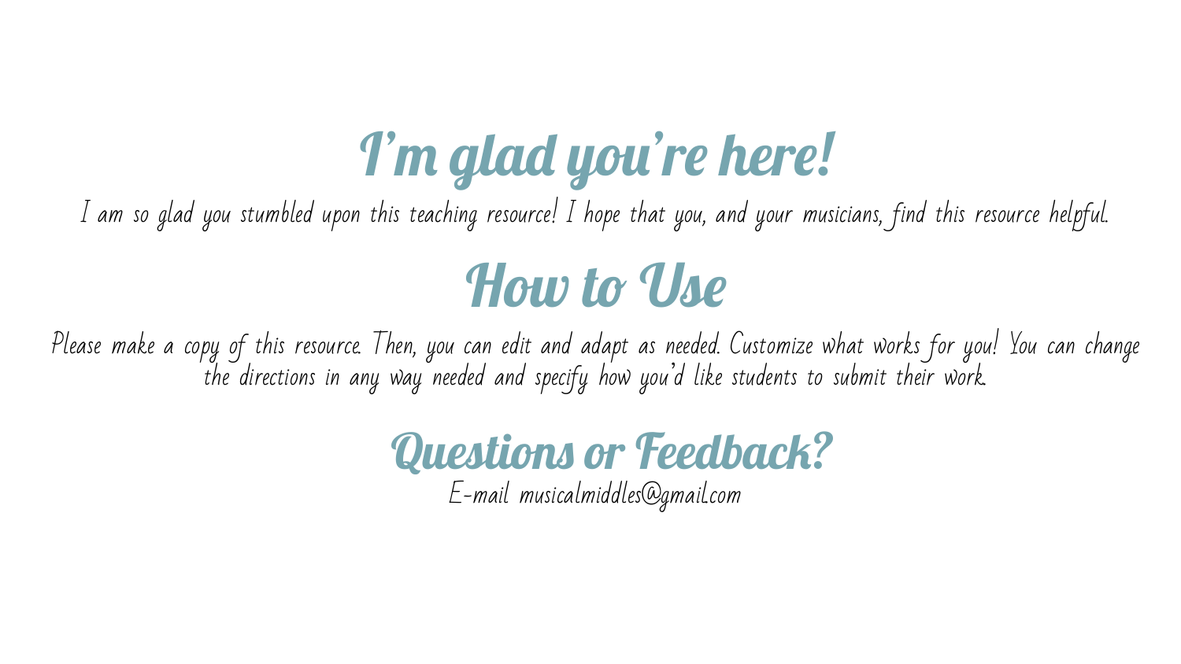# I'm glad you're here!

I am so glad you stumbled upon this teaching resource! I hope that you, and your musicians, find this resource helpful.

# How to Use

Please make a copy of this resource. Then, you can edit and adapt as needed. Customize what works for you! You can change the directions in any way needed and specify how you'd like students to submit their work.

# Questions or Feedback?

E-mail musicalmiddles@gmail.com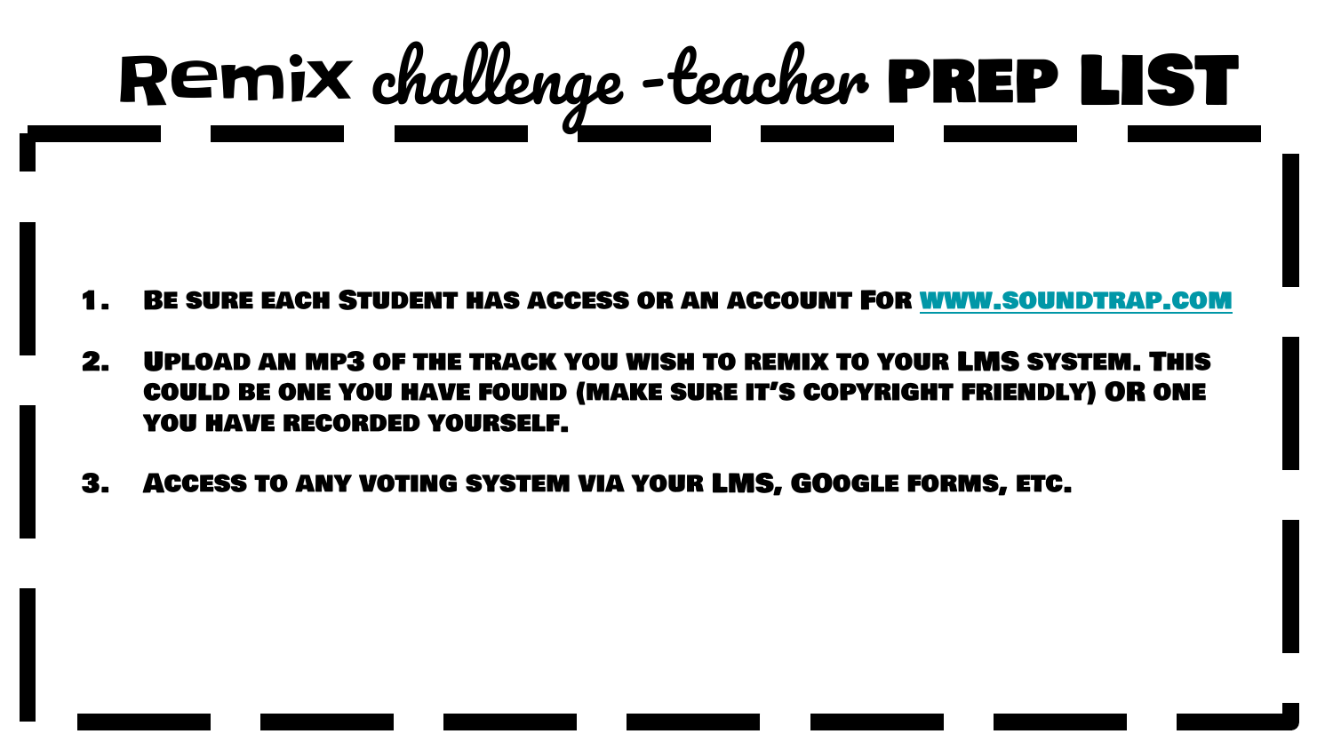# Remix challenge -teacher PREP LIST

1. Be sure each Student has access or an account For [www.soundtrap.com](http://www.soundtrap.com)
2. Upload an mp3 of the track you wish to remix to your LMS system. This could be one you have found (make sure it's copyright friendly) OR one you have recorded yourself.
3. Access to any voting system via your LMS, GOogle forms, etc.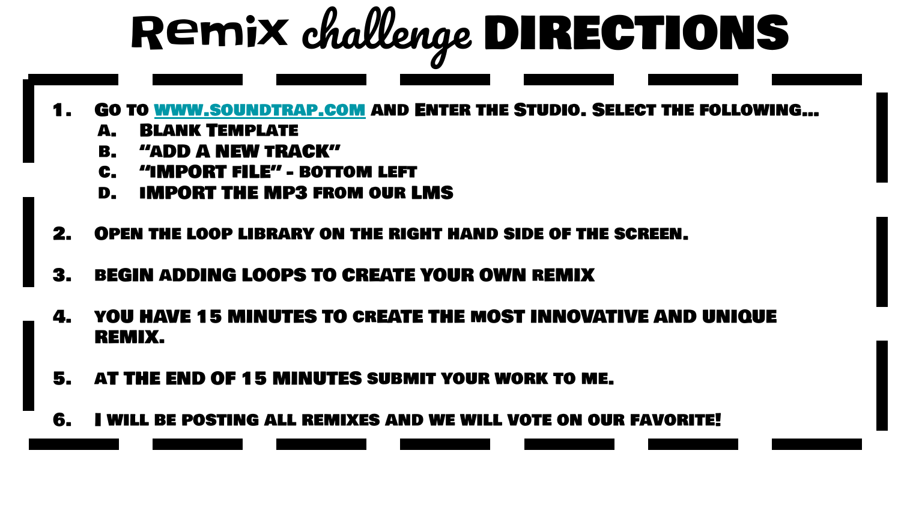# Remix challenge DIRECTIONS

1. Go to [www.soundtrap.com](http://www.soundtrap.com) and Enter the Studio. Select the following…
   - A. Blank Template
   - B. "ADD A NEW TRACK"
   - C. "IMPORT FILE" - bottom left
   - D. import the MP3 from our LMS
2. Open the loop library on the right hand side of the screen.
3. begin adding loops to create your own remix
4. you have 15 minutes to create the most innovative and unique remix.
5. at the end of 15 minutes submit your work to me.
6. I will be posting all remixes and we will vote on our favorite!